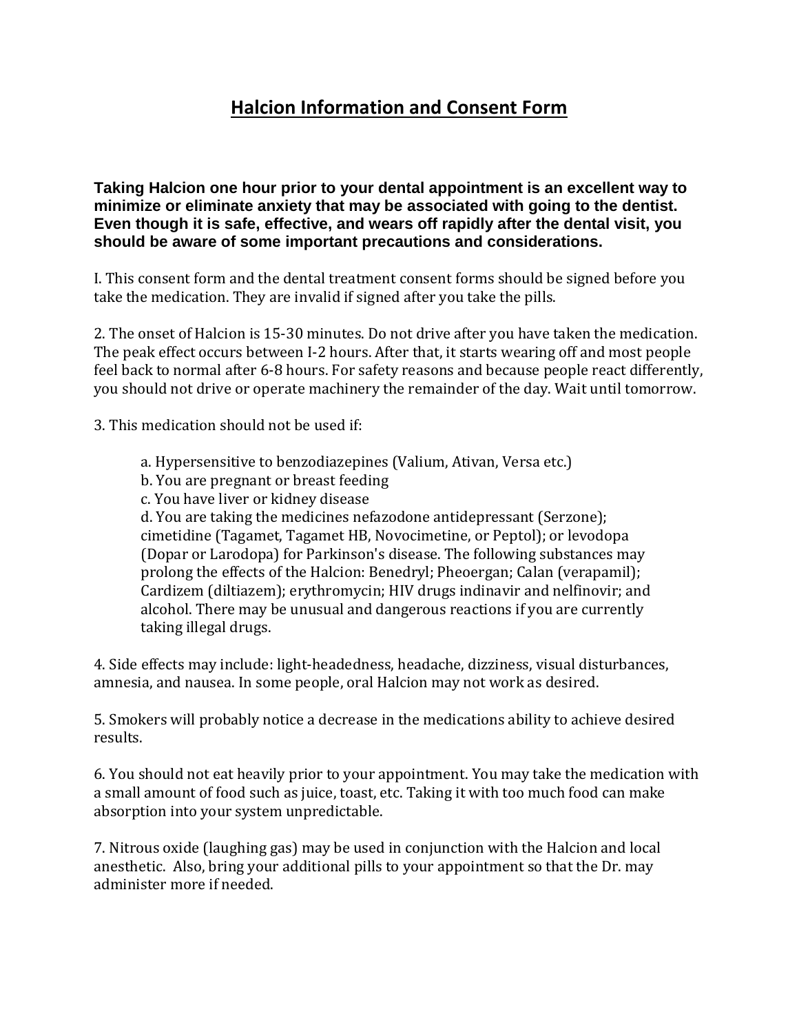# Halcion Information and Consent Form

**Taking Halcion one hour prior to your dental appointment is an excellent way to minimize or eliminate anxiety that may be associated with going to the dentist. Even though it is safe, effective, and wears off rapidly after the dental visit, you should be aware of some important precautions and considerations.**

I. This consent form and the dental treatment consent forms should be signed before you take the medication. They are invalid if signed after you take the pills.

2. The onset of Halcion is 15-30 minutes. Do not drive after you have taken the medication. The peak effect occurs between I-2 hours. After that, it starts wearing off and most people feel back to normal after 6-8 hours. For safety reasons and because people react differently, you should not drive or operate machinery the remainder of the day. Wait until tomorrow.

3. This medication should not be used if:

   a. Hypersensitive to benzodiazepines (Valium, Ativan, Versa etc.)
   b. You are pregnant or breast feeding
   c. You have liver or kidney disease
   d. You are taking the medicines nefazodone antidepressant (Serzone); cimetidine (Tagamet, Tagamet HB, Novocimetine, or Peptol); or levodopa (Dopar or Larodopa) for Parkinson's disease. The following substances may prolong the effects of the Halcion: Benedryl; Pheoergan; Calan (verapamil); Cardizem (diltiazem); erythromycin; HIV drugs indinavir and nelfinovir; and alcohol. There may be unusual and dangerous reactions if you are currently taking illegal drugs.

4. Side effects may include: light-headedness, headache, dizziness, visual disturbances, amnesia, and nausea. In some people, oral Halcion may not work as desired.

5. Smokers will probably notice a decrease in the medications ability to achieve desired results.

6. You should not eat heavily prior to your appointment. You may take the medication with a small amount of food such as juice, toast, etc. Taking it with too much food can make absorption into your system unpredictable.

7. Nitrous oxide (laughing gas) may be used in conjunction with the Halcion and local anesthetic. Also, bring your additional pills to your appointment so that the Dr. may administer more if needed.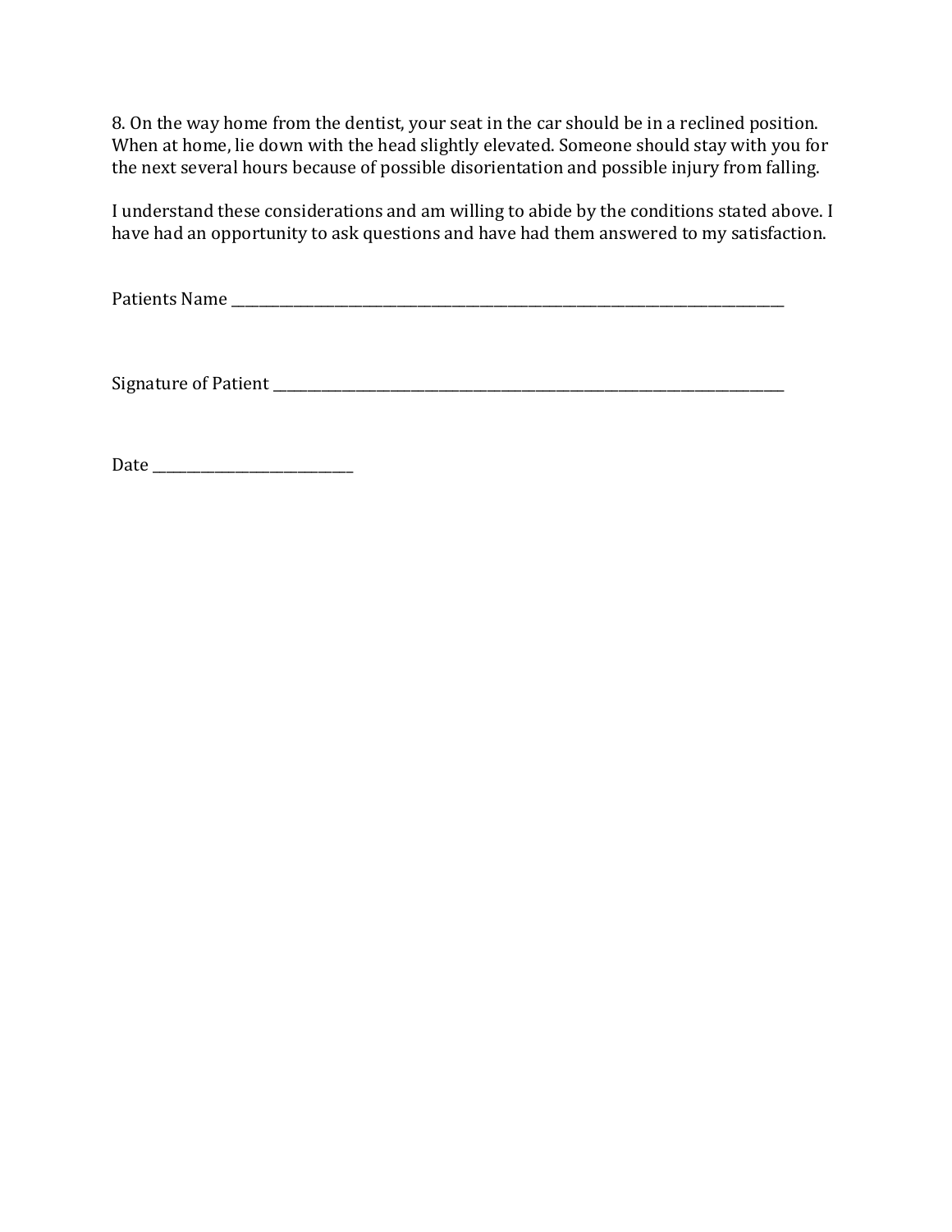8. On the way home from the dentist, your seat in the car should be in a reclined position. When at home, lie down with the head slightly elevated. Someone should stay with you for the next several hours because of possible disorientation and possible injury from falling.

I understand these considerations and am willing to abide by the conditions stated above. I have had an opportunity to ask questions and have had them answered to my satisfaction.

Patients Name ___________________________________________________________________________________

Signature of Patient _____________________________________________________________________________

Date _____________________________